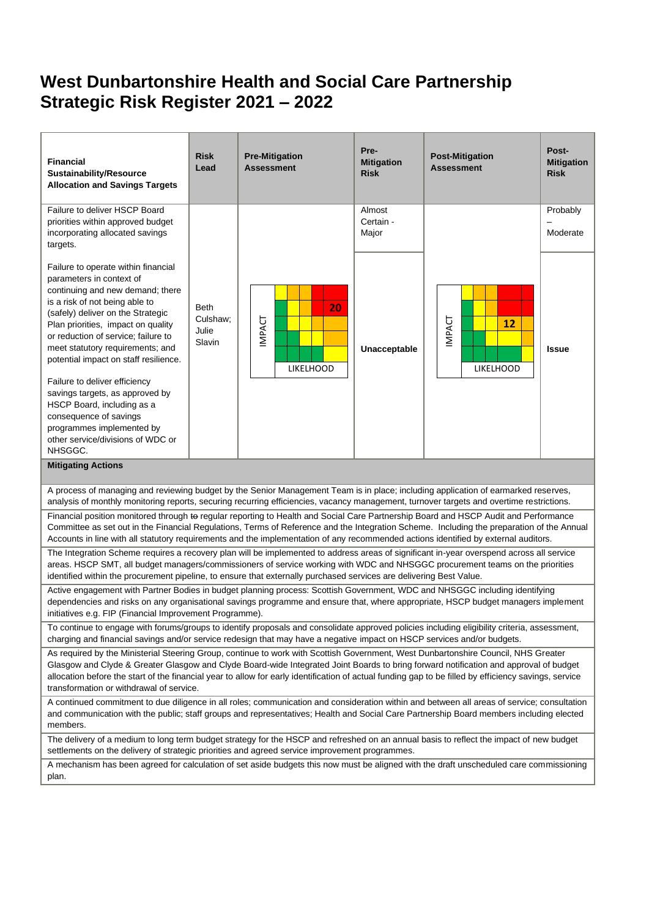# West Dunbartonshire Health and Social Care Partnership Strategic Risk Register 2021 – 2022

| Financial Sustainability/Resource Allocation and Savings Targets | Risk Lead | Pre-Mitigation Assessment | Pre-Mitigation Risk | Post-Mitigation Assessment | Post-Mitigation Risk |
|---|---|---|---|---|---|
| Failure to deliver HSCP Board priorities within approved budget incorporating allocated savings targets. | Beth Culshaw; Julie Slavin | IMPACT 20 LIKELHOOD | Almost Certain - Major | IMPACT 12 LIKELHOOD | Probably – Moderate |
| Failure to operate within financial parameters in context of continuing and new demand; there is a risk of not being able to (safely) deliver on the Strategic Plan priorities, impact on quality or reduction of service; failure to meet statutory requirements; and potential impact on staff resilience.<br><br>Failure to deliver efficiency savings targets, as approved by HSCP Board, including as a consequence of savings programmes implemented by other service/divisions of WDC or NHSGGC. | | | Unacceptable | | Issue |

**Mitigating Actions**

A process of managing and reviewing budget by the Senior Management Team is in place; including application of earmarked reserves, analysis of monthly monitoring reports, securing recurring efficiencies, vacancy management, turnover targets and overtime restrictions.

Financial position monitored through ~~to~~ regular reporting to Health and Social Care Partnership Board and HSCP Audit and Performance Committee as set out in the Financial Regulations, Terms of Reference and the Integration Scheme. Including the preparation of the Annual Accounts in line with all statutory requirements and the implementation of any recommended actions identified by external auditors.

The Integration Scheme requires a recovery plan will be implemented to address areas of significant in-year overspend across all service areas. HSCP SMT, all budget managers/commissioners of service working with WDC and NHSGGC procurement teams on the priorities identified within the procurement pipeline, to ensure that externally purchased services are delivering Best Value.

Active engagement with Partner Bodies in budget planning process: Scottish Government, WDC and NHSGGC including identifying dependencies and risks on any organisational savings programme and ensure that, where appropriate, HSCP budget managers implement initiatives e.g. FIP (Financial Improvement Programme).

To continue to engage with forums/groups to identify proposals and consolidate approved policies including eligibility criteria, assessment, charging and financial savings and/or service redesign that may have a negative impact on HSCP services and/or budgets.

As required by the Ministerial Steering Group, continue to work with Scottish Government, West Dunbartonshire Council, NHS Greater Glasgow and Clyde & Greater Glasgow and Clyde Board-wide Integrated Joint Boards to bring forward notification and approval of budget allocation before the start of the financial year to allow for early identification of actual funding gap to be filled by efficiency savings, service transformation or withdrawal of service.

A continued commitment to due diligence in all roles; communication and consideration within and between all areas of service; consultation and communication with the public; staff groups and representatives; Health and Social Care Partnership Board members including elected members.

The delivery of a medium to long term budget strategy for the HSCP and refreshed on an annual basis to reflect the impact of new budget settlements on the delivery of strategic priorities and agreed service improvement programmes.

A mechanism has been agreed for calculation of set aside budgets this now must be aligned with the draft unscheduled care commissioning plan.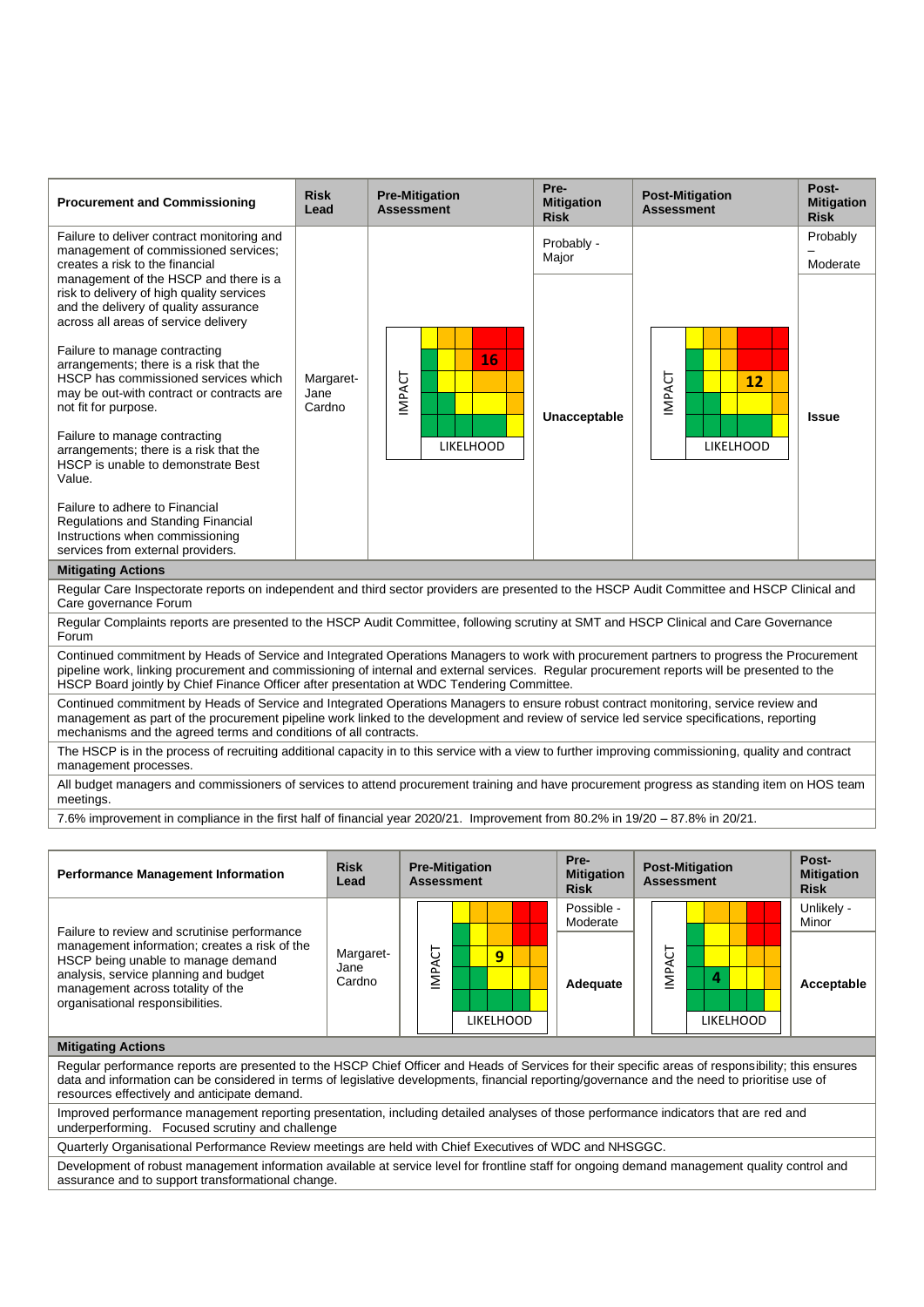| Procurement and Commissioning | Risk Lead | Pre-Mitigation Assessment | Pre-Mitigation Risk | Post-Mitigation Assessment | Post-Mitigation Risk |
|---|---|---|---|---|---|
| Failure to deliver contract monitoring and management of commissioned services; creates a risk to the financial management of the HSCP and there is a risk to delivery of high quality services and the delivery of quality assurance across all areas of service delivery<br><br>Failure to manage contracting arrangements; there is a risk that the HSCP has commissioned services which may be out-with contract or contracts are not fit for purpose.<br><br>Failure to manage contracting arrangements; there is a risk that the HSCP is unable to demonstrate Best Value.<br><br>Failure to adhere to Financial Regulations and Standing Financial Instructions when commissioning services from external providers. | Margaret-Jane Cardno | IMPACT 16 LIKELHOOD | Probably - Major<br><br>**Unacceptable** | IMPACT 12 LIKELHOOD | Probably – Moderate<br><br>**Issue** |

**Mitigating Actions**

Regular Care Inspectorate reports on independent and third sector providers are presented to the HSCP Audit Committee and HSCP Clinical and Care governance Forum

Regular Complaints reports are presented to the HSCP Audit Committee, following scrutiny at SMT and HSCP Clinical and Care Governance Forum

Continued commitment by Heads of Service and Integrated Operations Managers to work with procurement partners to progress the Procurement pipeline work, linking procurement and commissioning of internal and external services. Regular procurement reports will be presented to the HSCP Board jointly by Chief Finance Officer after presentation at WDC Tendering Committee.

Continued commitment by Heads of Service and Integrated Operations Managers to ensure robust contract monitoring, service review and management as part of the procurement pipeline work linked to the development and review of service led service specifications, reporting mechanisms and the agreed terms and conditions of all contracts.

The HSCP is in the process of recruiting additional capacity in to this service with a view to further improving commissioning, quality and contract management processes.

All budget managers and commissioners of services to attend procurement training and have procurement progress as standing item on HOS team meetings.

7.6% improvement in compliance in the first half of financial year 2020/21. Improvement from 80.2% in 19/20 – 87.8% in 20/21.

| Performance Management Information | Risk Lead | Pre-Mitigation Assessment | Pre-Mitigation Risk | Post-Mitigation Assessment | Post-Mitigation Risk |
|---|---|---|---|---|---|
| Failure to review and scrutinise performance management information; creates a risk of the HSCP being unable to manage demand analysis, service planning and budget management across totality of the organisational responsibilities. | Margaret-Jane Cardno | IMPACT 9 LIKELHOOD | Possible - Moderate<br><br>**Adequate** | IMPACT 4 LIKELHOOD | Unlikely - Minor<br><br>**Acceptable** |

**Mitigating Actions**

Regular performance reports are presented to the HSCP Chief Officer and Heads of Services for their specific areas of responsibility; this ensures data and information can be considered in terms of legislative developments, financial reporting/governance and the need to prioritise use of resources effectively and anticipate demand.

Improved performance management reporting presentation, including detailed analyses of those performance indicators that are red and underperforming. Focused scrutiny and challenge

Quarterly Organisational Performance Review meetings are held with Chief Executives of WDC and NHSGGC.

Development of robust management information available at service level for frontline staff for ongoing demand management quality control and assurance and to support transformational change.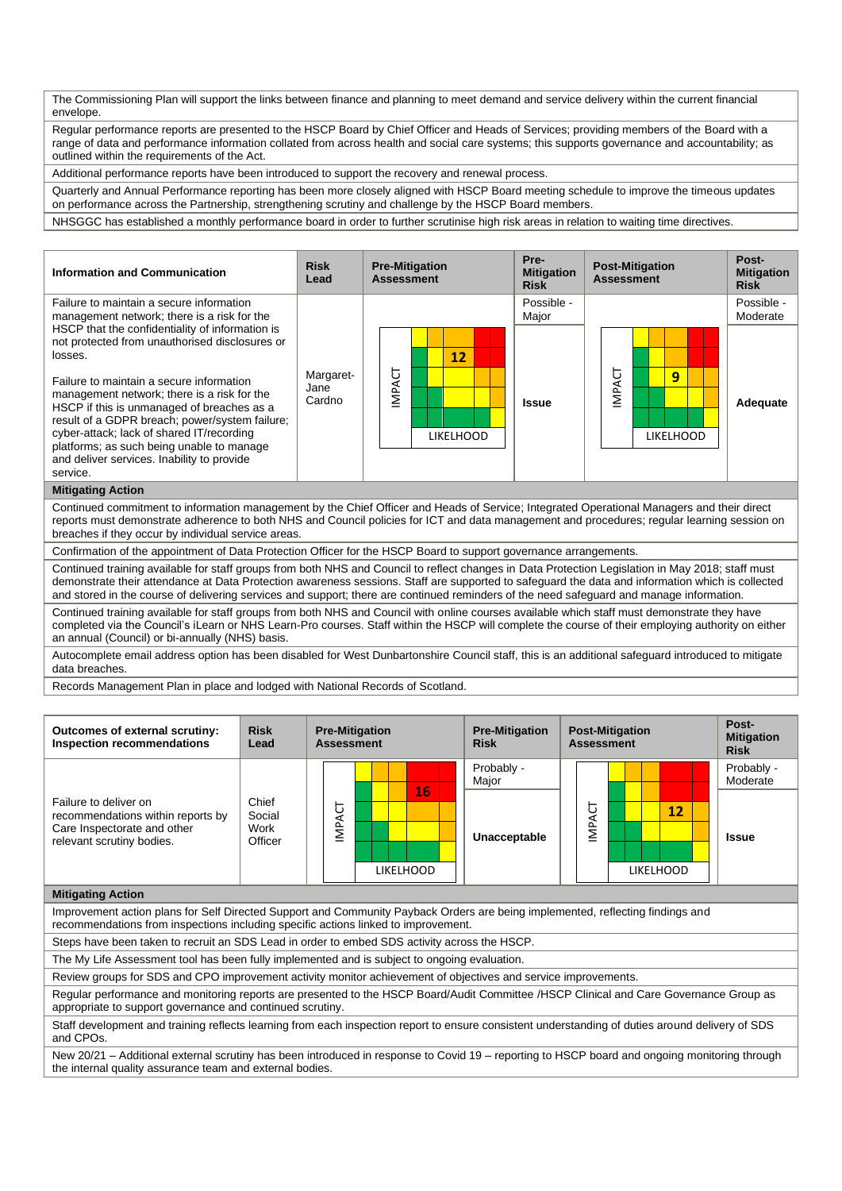| |
|---|
| The Commissioning Plan will support the links between finance and planning to meet demand and service delivery within the current financial envelope. |
| Regular performance reports are presented to the HSCP Board by Chief Officer and Heads of Services; providing members of the Board with a range of data and performance information collated from across health and social care systems; this supports governance and accountability; as outlined within the requirements of the Act. |
| Additional performance reports have been introduced to support the recovery and renewal process. |
| Quarterly and Annual Performance reporting has been more closely aligned with HSCP Board meeting schedule to improve the timeous updates on performance across the Partnership, strengthening scrutiny and challenge by the HSCP Board members. |
| NHSGGC has established a monthly performance board in order to further scrutinise high risk areas in relation to waiting time directives. |

| Information and Communication | Risk Lead | Pre-Mitigation Assessment | Pre-Mitigation Risk | Post-Mitigation Assessment | Post-Mitigation Risk |
|---|---|---|---|---|---|
| Failure to maintain a secure information management network; there is a risk for the HSCP that the confidentiality of information is not protected from unauthorised disclosures or losses.<br><br>Failure to maintain a secure information management network; there is a risk for the HSCP if this is unmanaged of breaches as a result of a GDPR breach; power/system failure; cyber-attack; lack of shared IT/recording platforms; as such being unable to manage and deliver services. Inability to provide service. | Margaret-Jane Cardno | IMPACT / LIKELIHOOD: 12 | Possible - Major<br><br>**Issue** | IMPACT / LIKELIHOOD: 9 | Possible - Moderate<br><br>**Adequate** |

| **Mitigating Action** |
|---|
| Continued commitment to information management by the Chief Officer and Heads of Service; Integrated Operational Managers and their direct reports must demonstrate adherence to both NHS and Council policies for ICT and data management and procedures; regular learning session on breaches if they occur by individual service areas. |
| Confirmation of the appointment of Data Protection Officer for the HSCP Board to support governance arrangements. |
| Continued training available for staff groups from both NHS and Council to reflect changes in Data Protection Legislation in May 2018; staff must demonstrate their attendance at Data Protection awareness sessions. Staff are supported to safeguard the data and information which is collected and stored in the course of delivering services and support; there are continued reminders of the need safeguard and manage information. |
| Continued training available for staff groups from both NHS and Council with online courses available which staff must demonstrate they have completed via the Council's iLearn or NHS Learn-Pro courses. Staff within the HSCP will complete the course of their employing authority on either an annual (Council) or bi-annually (NHS) basis. |
| Autocomplete email address option has been disabled for West Dunbartonshire Council staff, this is an additional safeguard introduced to mitigate data breaches. |
| Records Management Plan in place and lodged with National Records of Scotland. |

| Outcomes of external scrutiny: Inspection recommendations | Risk Lead | Pre-Mitigation Assessment | Pre-Mitigation Risk | Post-Mitigation Assessment | Post-Mitigation Risk |
|---|---|---|---|---|---|
| Failure to deliver on recommendations within reports by Care Inspectorate and other relevant scrutiny bodies. | Chief Social Work Officer | IMPACT / LIKELIHOOD: 16 | Probably - Major<br><br>**Unacceptable** | IMPACT / LIKELIHOOD: 12 | Probably - Moderate<br><br>**Issue** |

| **Mitigating Action** |
|---|
| Improvement action plans for Self Directed Support and Community Payback Orders are being implemented, reflecting findings and recommendations from inspections including specific actions linked to improvement. |
| Steps have been taken to recruit an SDS Lead in order to embed SDS activity across the HSCP. |
| The My Life Assessment tool has been fully implemented and is subject to ongoing evaluation. |
| Review groups for SDS and CPO improvement activity monitor achievement of objectives and service improvements. |
| Regular performance and monitoring reports are presented to the HSCP Board/Audit Committee /HSCP Clinical and Care Governance Group as appropriate to support governance and continued scrutiny. |
| Staff development and training reflects learning from each inspection report to ensure consistent understanding of duties around delivery of SDS and CPOs. |
| New 20/21 – Additional external scrutiny has been introduced in response to Covid 19 – reporting to HSCP board and ongoing monitoring through the internal quality assurance team and external bodies. |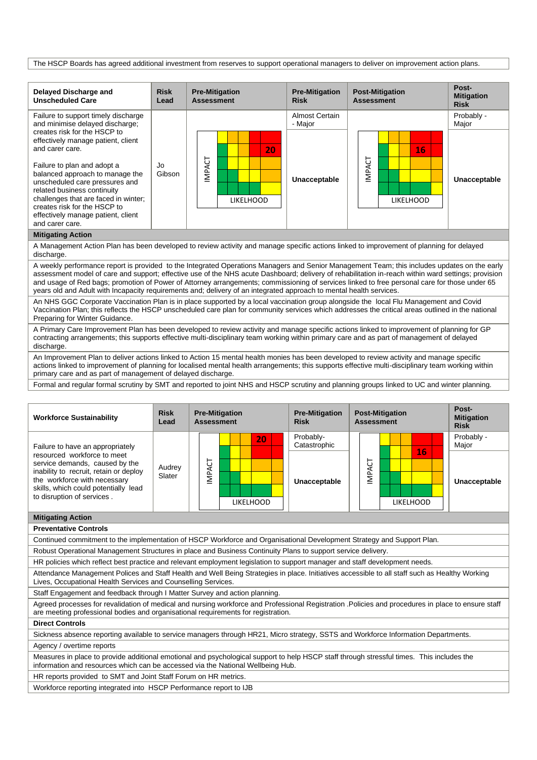The HSCP Boards has agreed additional investment from reserves to support operational managers to deliver on improvement action plans.

| Delayed Discharge and Unscheduled Care | Risk Lead | Pre-Mitigation Assessment | Pre-Mitigation Risk | Post-Mitigation Assessment | Post-Mitigation Risk |
|---|---|---|---|---|---|
| Failure to support timely discharge and minimise delayed discharge; creates risk for the HSCP to effectively manage patient, client and carer care.<br><br>Failure to plan and adopt a balanced approach to manage the unscheduled care pressures and related business continuity challenges that are faced in winter; creates risk for the HSCP to effectively manage patient, client and carer care. | Jo Gibson | IMPACT / LIKELHOOD 20 | Almost Certain - Major<br><br>Unacceptable | IMPACT / LIKELHOOD 16 | Probably - Major<br><br>Unacceptable |

**Mitigating Action**

A Management Action Plan has been developed to review activity and manage specific actions linked to improvement of planning for delayed discharge.

A weekly performance report is provided to the Integrated Operations Managers and Senior Management Team; this includes updates on the early assessment model of care and support; effective use of the NHS acute Dashboard; delivery of rehabilitation in-reach within ward settings; provision and usage of Red bags; promotion of Power of Attorney arrangements; commissioning of services linked to free personal care for those under 65 years old and Adult with Incapacity requirements and; delivery of an integrated approach to mental health services.

An NHS GGC Corporate Vaccination Plan is in place supported by a local vaccination group alongside the local Flu Management and Covid Vaccination Plan; this reflects the HSCP unscheduled care plan for community services which addresses the critical areas outlined in the national Preparing for Winter Guidance.

A Primary Care Improvement Plan has been developed to review activity and manage specific actions linked to improvement of planning for GP contracting arrangements; this supports effective multi-disciplinary team working within primary care and as part of management of delayed discharge.

An Improvement Plan to deliver actions linked to Action 15 mental health monies has been developed to review activity and manage specific actions linked to improvement of planning for localised mental health arrangements; this supports effective multi-disciplinary team working within primary care and as part of management of delayed discharge.

Formal and regular formal scrutiny by SMT and reported to joint NHS and HSCP scrutiny and planning groups linked to UC and winter planning.

| Workforce Sustainability | Risk Lead | Pre-Mitigation Assessment | Pre-Mitigation Risk | Post-Mitigation Assessment | Post-Mitigation Risk |
|---|---|---|---|---|---|
| Failure to have an appropriately resourced workforce to meet service demands, caused by the inability to recruit, retain or deploy the workforce with necessary skills, which could potentially lead to disruption of services . | Audrey Slater | IMPACT / LIKELHOOD 20 | Probably- Catastrophic<br><br>Unacceptable | IMPACT / LIKELHOOD 16 | Probably - Major<br><br>Unacceptable |

**Mitigating Action**

**Preventative Controls**

Continued commitment to the implementation of HSCP Workforce and Organisational Development Strategy and Support Plan.

Robust Operational Management Structures in place and Business Continuity Plans to support service delivery.

HR policies which reflect best practice and relevant employment legislation to support manager and staff development needs.

Attendance Management Polices and Staff Health and Well Being Strategies in place. Initiatives accessible to all staff such as Healthy Working Lives, Occupational Health Services and Counselling Services.

Staff Engagement and feedback through I Matter Survey and action planning.

Agreed processes for revalidation of medical and nursing workforce and Professional Registration .Policies and procedures in place to ensure staff are meeting professional bodies and organisational requirements for registration.

**Direct Controls**

Sickness absence reporting available to service managers through HR21, Micro strategy, SSTS and Workforce Information Departments.

Agency / overtime reports

Measures in place to provide additional emotional and psychological support to help HSCP staff through stressful times. This includes the information and resources which can be accessed via the National Wellbeing Hub.

HR reports provided to SMT and Joint Staff Forum on HR metrics.

Workforce reporting integrated into HSCP Performance report to IJB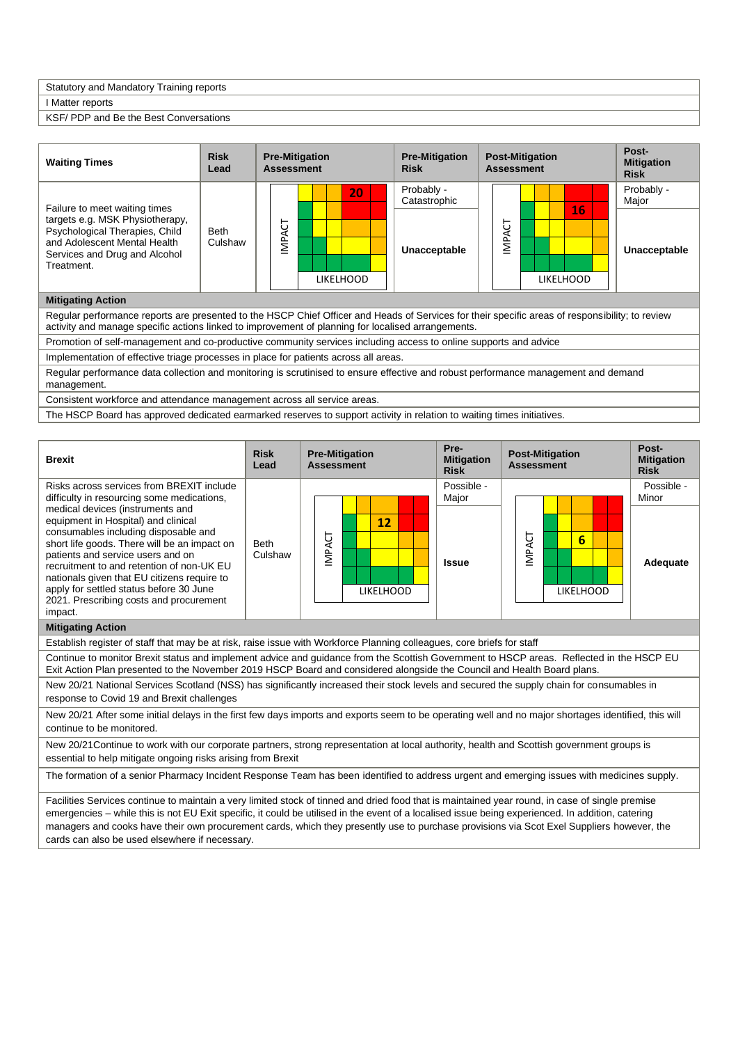| |
|---|
| Statutory and Mandatory Training reports |
| I Matter reports |
| KSF/ PDP and Be the Best Conversations |

| Waiting Times | Risk Lead | Pre-Mitigation Assessment | Pre-Mitigation Risk | Post-Mitigation Assessment | Post-Mitigation Risk |
|---|---|---|---|---|---|
| Failure to meet waiting times targets e.g. MSK Physiotherapy, Psychological Therapies, Child and Adolescent Mental Health Services and Drug and Alcohol Treatment. | Beth Culshaw | 20 IMPACT LIKELHOOD | Probably - Catastrophic | 16 IMPACT LIKELHOOD | Probably - Major |
| | | | Unacceptable | | Unacceptable |

| Mitigating Action |
|---|
| Regular performance reports are presented to the HSCP Chief Officer and Heads of Services for their specific areas of responsibility; to review activity and manage specific actions linked to improvement of planning for localised arrangements. |
| Promotion of self-management and co-productive community services including access to online supports and advice |
| Implementation of effective triage processes in place for patients across all areas. |
| Regular performance data collection and monitoring is scrutinised to ensure effective and robust performance management and demand management. |
| Consistent workforce and attendance management across all service areas. |
| The HSCP Board has approved dedicated earmarked reserves to support activity in relation to waiting times initiatives. |

| Brexit | Risk Lead | Pre-Mitigation Assessment | Pre-Mitigation Risk | Post-Mitigation Assessment | Post-Mitigation Risk |
|---|---|---|---|---|---|
| Risks across services from BREXIT include difficulty in resourcing some medications, medical devices (instruments and equipment in Hospital) and clinical consumables including disposable and short life goods. There will be an impact on patients and service users and on recruitment to and retention of non-UK EU nationals given that EU citizens require to apply for settled status before 30 June 2021. Prescribing costs and procurement impact. | Beth Culshaw | 12 IMPACT LIKELHOOD | Possible - Major | 6 IMPACT LIKELHOOD | Possible - Minor |
| | | | Issue | | Adequate |

| Mitigating Action |
|---|
| Establish register of staff that may be at risk, raise issue with Workforce Planning colleagues, core briefs for staff |
| Continue to monitor Brexit status and implement advice and guidance from the Scottish Government to HSCP areas. Reflected in the HSCP EU Exit Action Plan presented to the November 2019 HSCP Board and considered alongside the Council and Health Board plans. |
| New 20/21 National Services Scotland (NSS) has significantly increased their stock levels and secured the supply chain for consumables in response to Covid 19 and Brexit challenges |
| New 20/21 After some initial delays in the first few days imports and exports seem to be operating well and no major shortages identified, this will continue to be monitored. |
| New 20/21Continue to work with our corporate partners, strong representation at local authority, health and Scottish government groups is essential to help mitigate ongoing risks arising from Brexit |
| The formation of a senior Pharmacy Incident Response Team has been identified to address urgent and emerging issues with medicines supply. |
| Facilities Services continue to maintain a very limited stock of tinned and dried food that is maintained year round, in case of single premise emergencies – while this is not EU Exit specific, it could be utilised in the event of a localised issue being experienced. In addition, catering managers and cooks have their own procurement cards, which they presently use to purchase provisions via Scot Exel Suppliers however, the cards can also be used elsewhere if necessary. |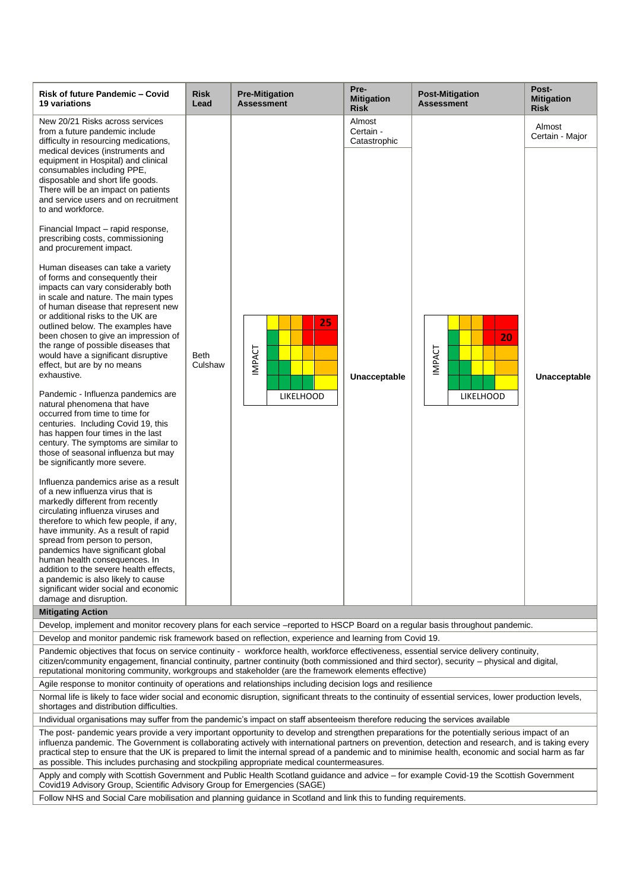| Risk of future Pandemic – Covid 19 variations | Risk Lead | Pre-Mitigation Assessment | Pre-Mitigation Risk | Post-Mitigation Assessment | Post-Mitigation Risk |
|---|---|---|---|---|---|
| New 20/21 Risks across services from a future pandemic include difficulty in resourcing medications, medical devices (instruments and equipment in Hospital) and clinical consumables including PPE, disposable and short life goods. There will be an impact on patients and service users and on recruitment to and workforce.<br><br>Financial Impact – rapid response, prescribing costs, commissioning and procurement impact.<br><br>Human diseases can take a variety of forms and consequently their impacts can vary considerably both in scale and nature. The main types of human disease that represent new or additional risks to the UK are outlined below. The examples have been chosen to give an impression of the range of possible diseases that would have a significant disruptive effect, but are by no means exhaustive.<br><br>Pandemic - Influenza pandemics are natural phenomena that have occurred from time to time for centuries. Including Covid 19, this has happen four times in the last century. The symptoms are similar to those of seasonal influenza but may be significantly more severe.<br><br>Influenza pandemics arise as a result of a new influenza virus that is markedly different from recently circulating influenza viruses and therefore to which few people, if any, have immunity. As a result of rapid spread from person to person, pandemics have significant global human health consequences. In addition to the severe health effects, a pandemic is also likely to cause significant wider social and economic damage and disruption. | Beth Culshaw | IMPACT<br>25<br>LIKELHOOD | Almost Certain - Catastrophic<br><br>**Unacceptable** | IMPACT<br>20<br>LIKELHOOD | Almost Certain - Major<br><br>**Unacceptable** |

**Mitigating Action**

Develop, implement and monitor recovery plans for each service –reported to HSCP Board on a regular basis throughout pandemic.

Develop and monitor pandemic risk framework based on reflection, experience and learning from Covid 19.

Pandemic objectives that focus on service continuity - workforce health, workforce effectiveness, essential service delivery continuity, citizen/community engagement, financial continuity, partner continuity (both commissioned and third sector), security – physical and digital, reputational monitoring community, workgroups and stakeholder (are the framework elements effective)

Agile response to monitor continuity of operations and relationships including decision logs and resilience

Normal life is likely to face wider social and economic disruption, significant threats to the continuity of essential services, lower production levels, shortages and distribution difficulties.

Individual organisations may suffer from the pandemic's impact on staff absenteeism therefore reducing the services available

The post- pandemic years provide a very important opportunity to develop and strengthen preparations for the potentially serious impact of an influenza pandemic. The Government is collaborating actively with international partners on prevention, detection and research, and is taking every practical step to ensure that the UK is prepared to limit the internal spread of a pandemic and to minimise health, economic and social harm as far as possible. This includes purchasing and stockpiling appropriate medical countermeasures.

Apply and comply with Scottish Government and Public Health Scotland guidance and advice – for example Covid-19 the Scottish Government Covid19 Advisory Group, Scientific Advisory Group for Emergencies (SAGE)

Follow NHS and Social Care mobilisation and planning guidance in Scotland and link this to funding requirements.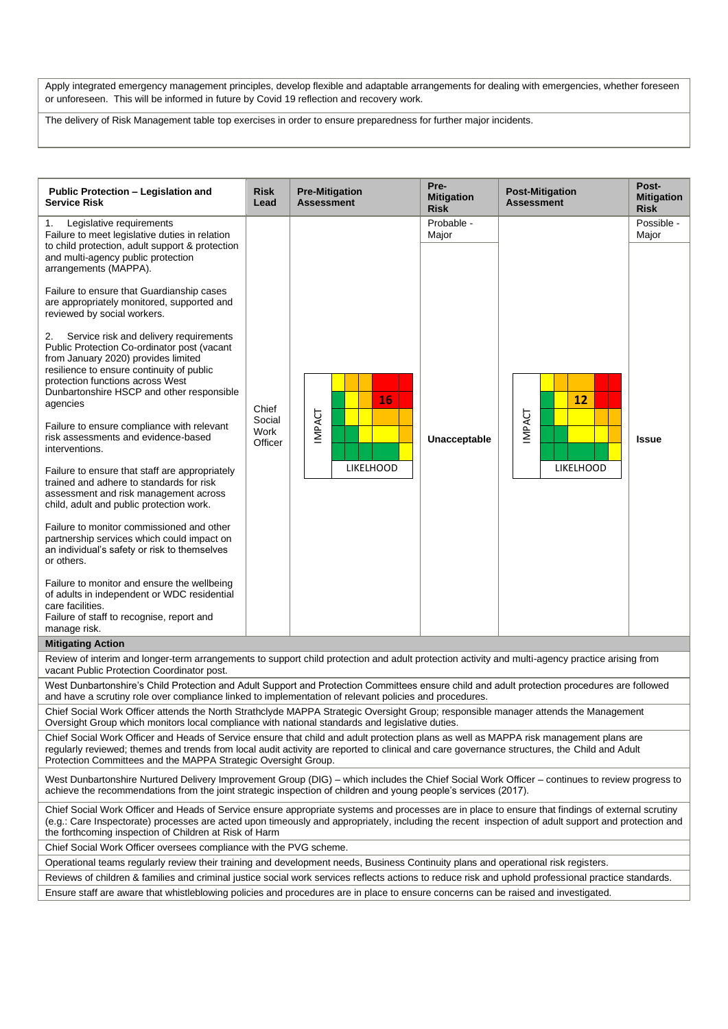| |
|---|
| Apply integrated emergency management principles, develop flexible and adaptable arrangements for dealing with emergencies, whether foreseen or unforeseen. This will be informed in future by Covid 19 reflection and recovery work. |
| The delivery of Risk Management table top exercises in order to ensure preparedness for further major incidents. |

| Public Protection – Legislation and Service Risk | Risk Lead | Pre-Mitigation Assessment | Pre-Mitigation Risk | Post-Mitigation Assessment | Post-Mitigation Risk |
|---|---|---|---|---|---|
| 1. Legislative requirements<br>Failure to meet legislative duties in relation to child protection, adult support & protection and multi-agency public protection arrangements (MAPPA).<br><br>Failure to ensure that Guardianship cases are appropriately monitored, supported and reviewed by social workers.<br><br>2. Service risk and delivery requirements<br>Public Protection Co-ordinator post (vacant from January 2020) provides limited resilience to ensure continuity of public protection functions across West Dunbartonshire HSCP and other responsible agencies<br><br>Failure to ensure compliance with relevant risk assessments and evidence-based interventions.<br><br>Failure to ensure that staff are appropriately trained and adhere to standards for risk assessment and risk management across child, adult and public protection work.<br><br>Failure to monitor commissioned and other partnership services which could impact on an individual's safety or risk to themselves or others.<br><br>Failure to monitor and ensure the wellbeing of adults in independent or WDC residential care facilities.<br>Failure of staff to recognise, report and manage risk. | Chief Social Work Officer | IMPACT<br>16<br>LIKELHOOD | Probable - Major<br><br>**Unacceptable** | IMPACT<br>12<br>LIKELHOOD | Possible - Major<br><br>**Issue** |
| **Mitigating Action** | | | | | |
| Review of interim and longer-term arrangements to support child protection and adult protection activity and multi-agency practice arising from vacant Public Protection Coordinator post. | | | | | |
| West Dunbartonshire's Child Protection and Adult Support and Protection Committees ensure child and adult protection procedures are followed and have a scrutiny role over compliance linked to implementation of relevant policies and procedures. | | | | | |
| Chief Social Work Officer attends the North Strathclyde MAPPA Strategic Oversight Group; responsible manager attends the Management Oversight Group which monitors local compliance with national standards and legislative duties. | | | | | |
| Chief Social Work Officer and Heads of Service ensure that child and adult protection plans as well as MAPPA risk management plans are regularly reviewed; themes and trends from local audit activity are reported to clinical and care governance structures, the Child and Adult Protection Committees and the MAPPA Strategic Oversight Group. | | | | | |
| West Dunbartonshire Nurtured Delivery Improvement Group (DIG) – which includes the Chief Social Work Officer – continues to review progress to achieve the recommendations from the joint strategic inspection of children and young people's services (2017). | | | | | |
| Chief Social Work Officer and Heads of Service ensure appropriate systems and processes are in place to ensure that findings of external scrutiny (e.g.: Care Inspectorate) processes are acted upon timeously and appropriately, including the recent inspection of adult support and protection and the forthcoming inspection of Children at Risk of Harm | | | | | |
| Chief Social Work Officer oversees compliance with the PVG scheme. | | | | | |
| Operational teams regularly review their training and development needs, Business Continuity plans and operational risk registers. | | | | | |
| Reviews of children & families and criminal justice social work services reflects actions to reduce risk and uphold professional practice standards. | | | | | |
| Ensure staff are aware that whistleblowing policies and procedures are in place to ensure concerns can be raised and investigated. | | | | | |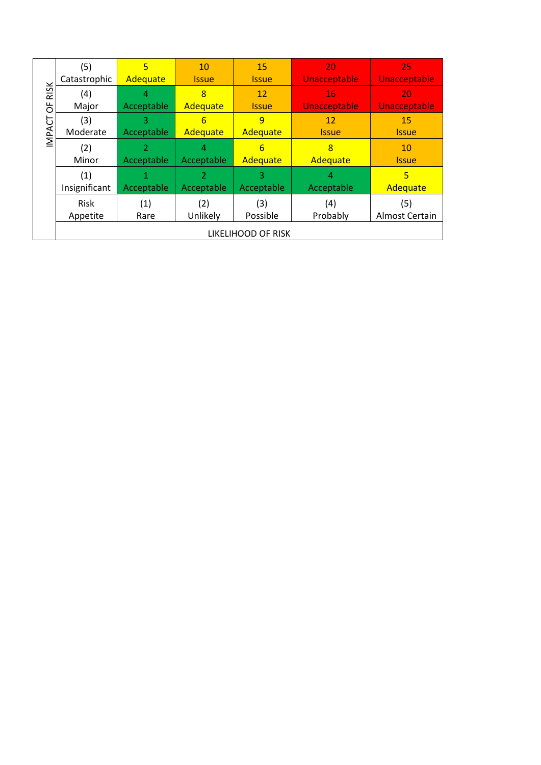| IMPACT OF RISK | | | | | | |
|---|---|---|---|---|---|---|
| | (5) Catastrophic | 5 Adequate | 10 Issue | 15 Issue | 20 Unacceptable | 25 Unacceptable |
| | (4) Major | 4 Acceptable | 8 Adequate | 12 Issue | 16 Unacceptable | 20 Unacceptable |
| | (3) Moderate | 3 Acceptable | 6 Adequate | 9 Adequate | 12 Issue | 15 Issue |
| | (2) Minor | 2 Acceptable | 4 Acceptable | 6 Adequate | 8 Adequate | 10 Issue |
| | (1) Insignificant | 1 Acceptable | 2 Acceptable | 3 Acceptable | 4 Acceptable | 5 Adequate |
| | Risk Appetite | (1) Rare | (2) Unlikely | (3) Possible | (4) Probably | (5) Almost Certain |
| | LIKELIHOOD OF RISK | | | | | |